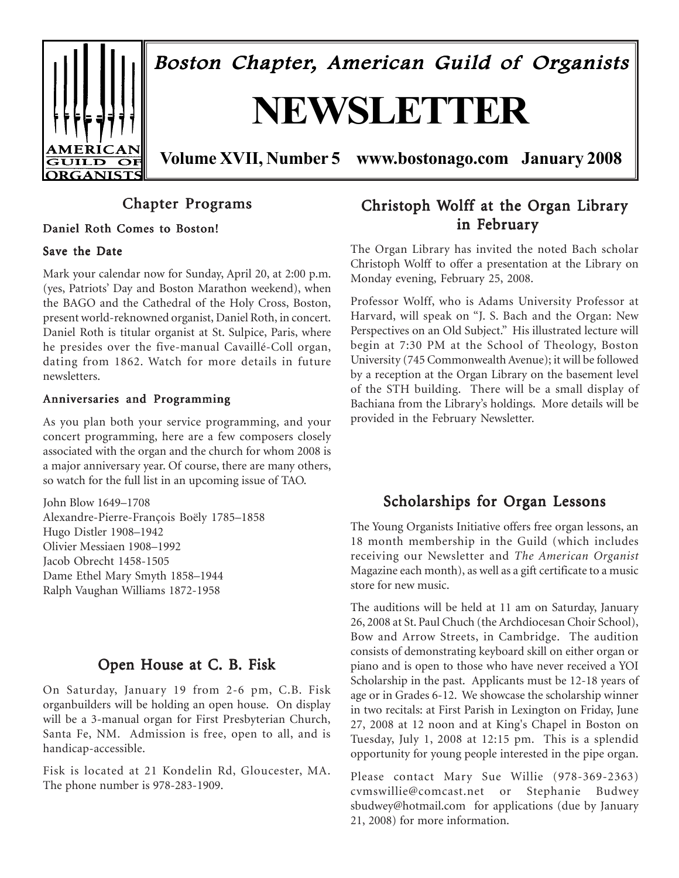# Boston Chapter, American Guild of Organists

# NEWSLETTER

**Volume XVII, Number 5 www.bostonago.com January 2008**

## Chapter Programs

### Daniel Roth Comes to Boston!

### Save the Date

Mark your calendar now for Sunday, April 20, at 2:00 p.m. (yes, Patriots' Day and Boston Marathon weekend), when the BAGO and the Cathedral of the Holy Cross, Boston, present world-reknowned organist, Daniel Roth, in concert. Daniel Roth is titular organist at St. Sulpice, Paris, where he presides over the five-manual Cavaillé-Coll organ, dating from 1862. Watch for more details in future newsletters.

### Anniversaries and Programming

As you plan both your service programming, and your concert programming, here are a few composers closely associated with the organ and the church for whom 2008 is a major anniversary year. Of course, there are many others, so watch for the full list in an upcoming issue of TAO.

John Blow 1649–1708
Alexandre-Pierre-François Boëly 1785–1858
Hugo Distler 1908–1942
Olivier Messiaen 1908–1992
Jacob Obrecht 1458-1505
Dame Ethel Mary Smyth 1858–1944
Ralph Vaughan Williams 1872-1958

## Open House at C. B. Fisk

On Saturday, January 19 from 2-6 pm, C.B. Fisk organbuilders will be holding an open house. On display will be a 3-manual organ for First Presbyterian Church, Santa Fe, NM. Admission is free, open to all, and is handicap-accessible.

Fisk is located at 21 Kondelin Rd, Gloucester, MA. The phone number is 978-283-1909.

## Christoph Wolff at the Organ Library in February

The Organ Library has invited the noted Bach scholar Christoph Wolff to offer a presentation at the Library on Monday evening, February 25, 2008.

Professor Wolff, who is Adams University Professor at Harvard, will speak on "J. S. Bach and the Organ: New Perspectives on an Old Subject." His illustrated lecture will begin at 7:30 PM at the School of Theology, Boston University (745 Commonwealth Avenue); it will be followed by a reception at the Organ Library on the basement level of the STH building. There will be a small display of Bachiana from the Library's holdings. More details will be provided in the February Newsletter.

## Scholarships for Organ Lessons

The Young Organists Initiative offers free organ lessons, an 18 month membership in the Guild (which includes receiving our Newsletter and *The American Organist* Magazine each month), as well as a gift certificate to a music store for new music.

The auditions will be held at 11 am on Saturday, January 26, 2008 at St. Paul Chuch (the Archdiocesan Choir School), Bow and Arrow Streets, in Cambridge. The audition consists of demonstrating keyboard skill on either organ or piano and is open to those who have never received a YOI Scholarship in the past. Applicants must be 12-18 years of age or in Grades 6-12. We showcase the scholarship winner in two recitals: at First Parish in Lexington on Friday, June 27, 2008 at 12 noon and at King's Chapel in Boston on Tuesday, July 1, 2008 at 12:15 pm. This is a splendid opportunity for young people interested in the pipe organ.

Please contact Mary Sue Willie (978-369-2363) cvmswillie@comcast.net or Stephanie Budwey sbudwey@hotmail.com for applications (due by January 21, 2008) for more information.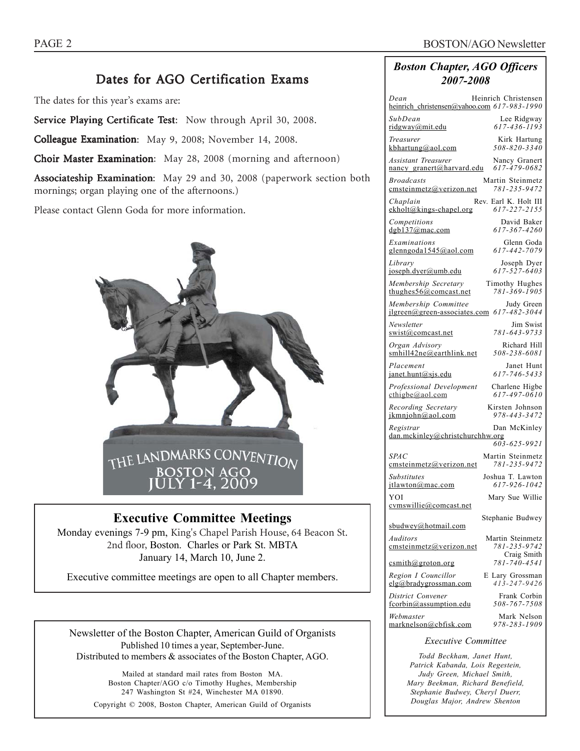## Dates for AGO Certification Exams

The dates for this year's exams are:

**Service Playing Certificate Test**: Now through April 30, 2008.

**Colleague Examination**: May 9, 2008; November 14, 2008.

**Choir Master Examination**: May 28, 2008 (morning and afternoon)

**Associateship Examination**: May 29 and 30, 2008 (paperwork section both mornings; organ playing one of the afternoons.)

Please contact Glenn Goda for more information.

THE LANDMARKS CONVENTION
BOSTON AGO
JULY 1-4, 2009

## Executive Committee Meetings

Monday evenings 7-9 pm, King's Chapel Parish House, 64 Beacon St. 2nd floor, Boston. Charles or Park St. MBTA
January 14, March 10, June 2.

Executive committee meetings are open to all Chapter members.

Newsletter of the Boston Chapter, American Guild of Organists
Published 10 times a year, September-June.
Distributed to members & associates of the Boston Chapter, AGO.

Mailed at standard mail rates from Boston MA.
Boston Chapter/AGO c/o Timothy Hughes, Membership
247 Washington St #24, Winchester MA 01890.

Copyright © 2008, Boston Chapter, American Guild of Organists

### *Boston Chapter, AGO Officers 2007-2008*

| Position | Name | Email | Phone |
|---|---|---|---|
| *Dean* | Heinrich Christensen | heinrich_christensen@yahoo.com | *617-983-1990* |
| *SubDean* | Lee Ridgway | ridgway@mit.edu | *617-436-1193* |
| *Treasurer* | Kirk Hartung | kbhartung@aol.com | *508-820-3340* |
| *Assistant Treasurer* | Nancy Granert | nancy_granert@harvard.edu | *617-479-0682* |
| *Broadcasts* | Martin Steinmetz | cmsteinmetz@verizon.net | *781-235-9472* |
| *Chaplain* | Rev. Earl K. Holt III | ekholt@kings-chapel.org | *617-227-2155* |
| *Competitions* | David Baker | dgb137@mac.com | *617-367-4260* |
| *Examinations* | Glenn Goda | glenngoda1545@aol.com | *617-442-7079* |
| *Library* | Joseph Dyer | joseph.dyer@umb.edu | *617-527-6403* |
| *Membership Secretary* | Timothy Hughes | thughes56@comcast.net | *781-369-1905* |
| *Membership Committee* | Judy Green | jlgreen@green-associates.com | *617-482-3044* |
| *Newsletter* | Jim Swist | swist@comcast.net | *781-643-9733* |
| *Organ Advisory* | Richard Hill | smhill42ne@earthlink.net | *508-238-6081* |
| *Placement* | Janet Hunt | janet.hunt@sjs.edu | *617-746-5433* |
| *Professional Development* | Charlene Higbe | cthigbe@aol.com | *617-497-0610* |
| *Recording Secretary* | Kirsten Johnson | jkmnjohn@aol.com | *978-443-3472* |
| *Registrar* | Dan McKinley | dan.mckinley@christchurchhw.org | *603-625-9921* |
| *SPAC* | Martin Steinmetz | cmsteinmetz@verizon.net | *781-235-9472* |
| *Substitutes* | Joshua T. Lawton | jtlawton@mac.com | *617-926-1042* |
| YOI | Mary Sue Willie | cvmswillie@comcast.net | |
| | Stephanie Budwey | sbudwey@hotmail.com | |
| *Auditors* | Martin Steinmetz | cmsteinmetz@verizon.net | *781-235-9742* |
| | Craig Smith | csmith@groton.org | *781-740-4541* |
| *Region I Councillor* | E Lary Grossman | elg@bradygrossman.com | *413-247-9426* |
| *District Convener* | Frank Corbin | fcorbin@assumption.edu | *508-767-7508* |
| *Webmaster* | Mark Nelson | marknelson@cbfisk.com | *978-283-1909* |

*Executive Committee*

*Todd Beckham, Janet Hunt, Patrick Kabanda, Lois Regestein, Judy Green, Michael Smith, Mary Beekman, Richard Benefield, Stephanie Budwey, Cheryl Duerr, Douglas Major, Andrew Shenton*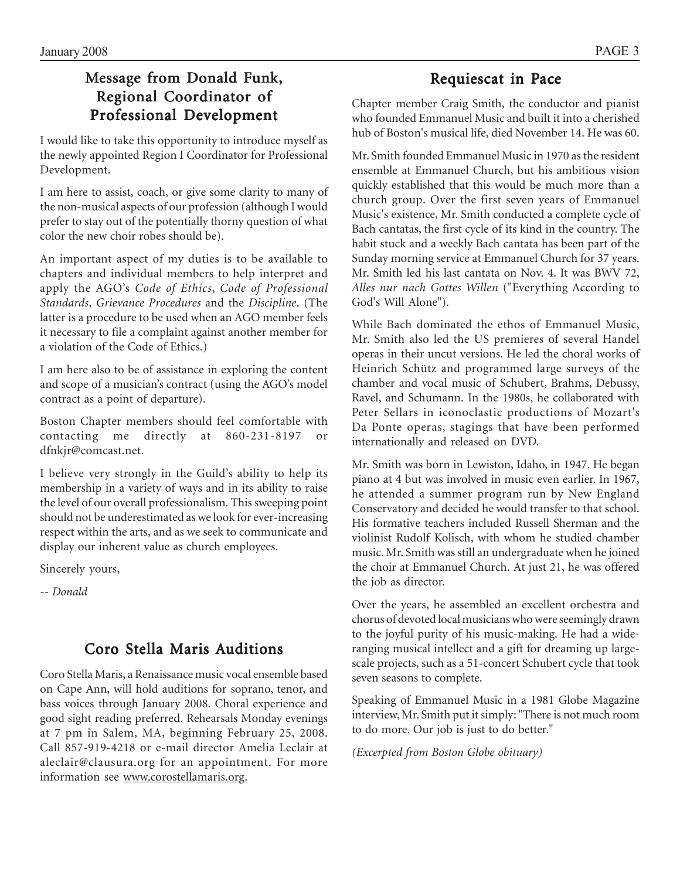## Message from Donald Funk, Regional Coordinator of Professional Development

I would like to take this opportunity to introduce myself as the newly appointed Region I Coordinator for Professional Development.

I am here to assist, coach, or give some clarity to many of the non-musical aspects of our profession (although I would prefer to stay out of the potentially thorny question of what color the new choir robes should be).

An important aspect of my duties is to be available to chapters and individual members to help interpret and apply the AGO's *Code of Ethics*, *Code of Professional Standards*, *Grievance Procedures* and the *Discipline*. (The latter is a procedure to be used when an AGO member feels it necessary to file a complaint against another member for a violation of the Code of Ethics.)

I am here also to be of assistance in exploring the content and scope of a musician's contract (using the AGO's model contract as a point of departure).

Boston Chapter members should feel comfortable with contacting me directly at 860-231-8197 or dfnkjr@comcast.net.

I believe very strongly in the Guild's ability to help its membership in a variety of ways and in its ability to raise the level of our overall professionalism. This sweeping point should not be underestimated as we look for ever-increasing respect within the arts, and as we seek to communicate and display our inherent value as church employees.

Sincerely yours,

*-- Donald*

## Coro Stella Maris Auditions

Coro Stella Maris, a Renaissance music vocal ensemble based on Cape Ann, will hold auditions for soprano, tenor, and bass voices through January 2008. Choral experience and good sight reading preferred. Rehearsals Monday evenings at 7 pm in Salem, MA, beginning February 25, 2008. Call 857-919-4218 or e-mail director Amelia Leclair at aleclair@clausura.org for an appointment. For more information see www.corostellamaris.org.

## Requiescat in Pace

Chapter member Craig Smith, the conductor and pianist who founded Emmanuel Music and built it into a cherished hub of Boston's musical life, died November 14. He was 60.

Mr. Smith founded Emmanuel Music in 1970 as the resident ensemble at Emmanuel Church, but his ambitious vision quickly established that this would be much more than a church group. Over the first seven years of Emmanuel Music's existence, Mr. Smith conducted a complete cycle of Bach cantatas, the first cycle of its kind in the country. The habit stuck and a weekly Bach cantata has been part of the Sunday morning service at Emmanuel Church for 37 years. Mr. Smith led his last cantata on Nov. 4. It was BWV 72, *Alles nur nach Gottes Willen* ("Everything According to God's Will Alone").

While Bach dominated the ethos of Emmanuel Music, Mr. Smith also led the US premieres of several Handel operas in their uncut versions. He led the choral works of Heinrich Schütz and programmed large surveys of the chamber and vocal music of Schubert, Brahms, Debussy, Ravel, and Schumann. In the 1980s, he collaborated with Peter Sellars in iconoclastic productions of Mozart's Da Ponte operas, stagings that have been performed internationally and released on DVD.

Mr. Smith was born in Lewiston, Idaho, in 1947. He began piano at 4 but was involved in music even earlier. In 1967, he attended a summer program run by New England Conservatory and decided he would transfer to that school. His formative teachers included Russell Sherman and the violinist Rudolf Kolisch, with whom he studied chamber music. Mr. Smith was still an undergraduate when he joined the choir at Emmanuel Church. At just 21, he was offered the job as director.

Over the years, he assembled an excellent orchestra and chorus of devoted local musicians who were seemingly drawn to the joyful purity of his music-making. He had a wide-ranging musical intellect and a gift for dreaming up large-scale projects, such as a 51-concert Schubert cycle that took seven seasons to complete.

Speaking of Emmanuel Music in a 1981 Globe Magazine interview, Mr. Smith put it simply: "There is not much room to do more. Our job is just to do better."

*(Excerpted from Boston Globe obituary)*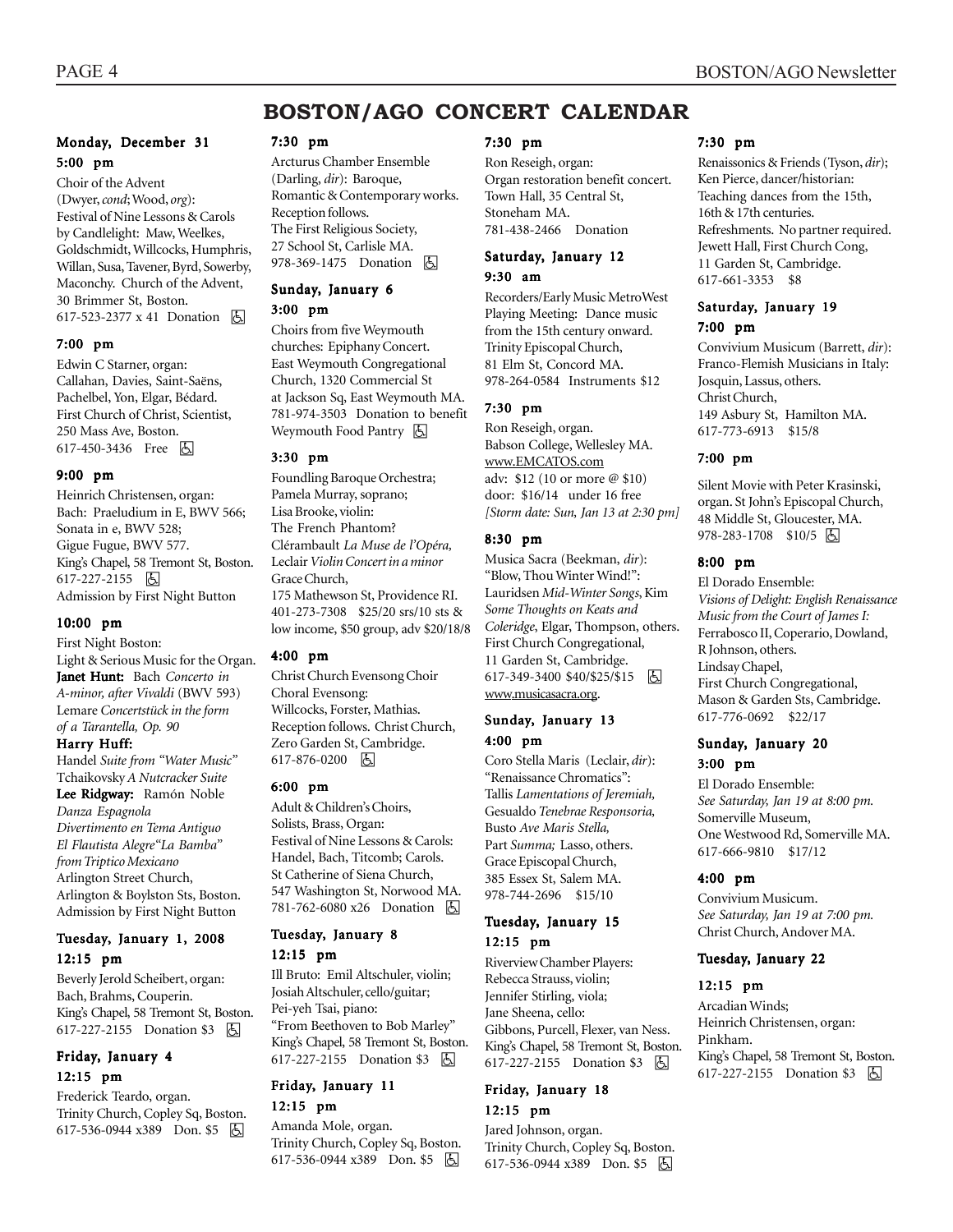# BOSTON/AGO CONCERT CALENDAR

### Monday, December 31

#### 5:00 pm

Choir of the Advent (Dwyer, *cond*; Wood, *org*): Festival of Nine Lessons & Carols by Candlelight: Maw, Weelkes, Goldschmidt, Willcocks, Humphris, Willan, Susa, Tavener, Byrd, Sowerby, Maconchy. Church of the Advent, 30 Brimmer St, Boston. 617-523-2377 x 41 Donation ♿

#### 7:00 pm

Edwin C Starner, organ: Callahan, Davies, Saint-Saëns, Pachelbel, Yon, Elgar, Bédard. First Church of Christ, Scientist, 250 Mass Ave, Boston. 617-450-3436 Free ♿

#### 9:00 pm

Heinrich Christensen, organ: Bach: Praeludium in E, BWV 566; Sonata in e, BWV 528; Gigue Fugue, BWV 577. King's Chapel, 58 Tremont St, Boston. 617-227-2155 ♿ Admission by First Night Button

#### 10:00 pm

First Night Boston: Light & Serious Music for the Organ. **Janet Hunt:** Bach *Concerto in A-minor, after Vivaldi* (BWV 593) Lemare *Concertstück in the form of a Tarantella, Op. 90*
**Harry Huff:** Handel *Suite from "Water Music"* Tchaikovsky *A Nutcracker Suite*
**Lee Ridgway:** Ramón Noble *Danza Espagnola Divertimento en Tema Antiguo El Flautista Alegre"La Bamba" from Triptico Mexicano*
Arlington Street Church, Arlington & Boylston Sts, Boston. Admission by First Night Button

### Tuesday, January 1, 2008

#### 12:15 pm

Beverly Jerold Scheibert, organ: Bach, Brahms, Couperin. King's Chapel, 58 Tremont St, Boston. 617-227-2155 Donation $3 ♿

### Friday, January 4

#### 12:15 pm

Frederick Teardo, organ. Trinity Church, Copley Sq, Boston. 617-536-0944 x389 Don. $5 ♿

#### 7:30 pm

Arcturus Chamber Ensemble (Darling, *dir*): Baroque, Romantic & Contemporary works. Reception follows. The First Religious Society, 27 School St, Carlisle MA. 978-369-1475 Donation ♿

### Sunday, January 6

#### 3:00 pm

Choirs from five Weymouth churches: Epiphany Concert. East Weymouth Congregational Church, 1320 Commercial St at Jackson Sq, East Weymouth MA. 781-974-3503 Donation to benefit Weymouth Food Pantry ♿

#### 3:30 pm

Foundling Baroque Orchestra; Pamela Murray, soprano; Lisa Brooke, violin: The French Phantom? Clérambault *La Muse de l'Opéra,* Leclair *Violin Concert in a minor* Grace Church, 175 Mathewson St, Providence RI. 401-273-7308 $25/20 srs/10 sts & low income, $50 group, adv $20/18/8

#### 4:00 pm

Christ Church Evensong Choir Choral Evensong: Willcocks, Forster, Mathias. Reception follows. Christ Church, Zero Garden St, Cambridge. 617-876-0200 ♿

#### 6:00 pm

Adult & Children's Choirs, Solists, Brass, Organ: Festival of Nine Lessons & Carols: Handel, Bach, Titcomb; Carols. St Catherine of Siena Church, 547 Washington St, Norwood MA. 781-762-6080 x26 Donation ♿

### Tuesday, January 8

#### 12:15 pm

Ill Bruto: Emil Altschuler, violin; Josiah Altschuler, cello/guitar; Pei-yeh Tsai, piano: "From Beethoven to Bob Marley" King's Chapel, 58 Tremont St, Boston. 617-227-2155 Donation $3 ♿

### Friday, January 11

#### 12:15 pm

Amanda Mole, organ. Trinity Church, Copley Sq, Boston. 617-536-0944 x389 Don. $5 ♿

#### 7:30 pm

Ron Reseigh, organ: Organ restoration benefit concert. Town Hall, 35 Central St, Stoneham MA. 781-438-2466 Donation

### Saturday, January 12

#### 9:30 am

Recorders/Early Music MetroWest Playing Meeting: Dance music from the 15th century onward. Trinity Episcopal Church, 81 Elm St, Concord MA. 978-264-0584 Instruments $12

#### 7:30 pm

Ron Reseigh, organ. Babson College, Wellesley MA. www.EMCATOS.com adv: $12 (10 or more @ $10) door: $16/14 under 16 free *[Storm date: Sun, Jan 13 at 2:30 pm]*

#### 8:30 pm

Musica Sacra (Beekman, *dir*): "Blow, Thou Winter Wind!": Lauridsen *Mid-Winter Songs*, Kim *Some Thoughts on Keats and Coleridge*, Elgar, Thompson, others. First Church Congregational, 11 Garden St, Cambridge. 617-349-3400 $40/$25/$15 ♿ www.musicasacra.org.

### Sunday, January 13

#### 4:00 pm

Coro Stella Maris (Leclair, *dir*): "Renaissance Chromatics": Tallis *Lamentations of Jeremiah,* Gesualdo *Tenebrae Responsoria,* Busto *Ave Maris Stella,* Part *Summa;* Lasso, others. Grace Episcopal Church, 385 Essex St, Salem MA. 978-744-2696 $15/10

### Tuesday, January 15

#### 12:15 pm

Riverview Chamber Players: Rebecca Strauss, violin; Jennifer Stirling, viola; Jane Sheena, cello: Gibbons, Purcell, Flexer, van Ness. King's Chapel, 58 Tremont St, Boston. 617-227-2155 Donation $3 ♿

### Friday, January 18

#### 12:15 pm

Jared Johnson, organ. Trinity Church, Copley Sq, Boston. 617-536-0944 x389 Don. $5 ♿

#### 7:30 pm

Renaissonics & Friends (Tyson, *dir*); Ken Pierce, dancer/historian: Teaching dances from the 15th, 16th & 17th centuries. Refreshments. No partner required. Jewett Hall, First Church Cong, 11 Garden St, Cambridge. 617-661-3353 $8

### Saturday, January 19

#### 7:00 pm

Convivium Musicum (Barrett, *dir*): Franco-Flemish Musicians in Italy: Josquin, Lassus, others. Christ Church, 149 Asbury St, Hamilton MA. 617-773-6913 $15/8

#### 7:00 pm

Silent Movie with Peter Krasinski, organ. St John's Episcopal Church, 48 Middle St, Gloucester, MA. 978-283-1708 $10/5 ♿

#### 8:00 pm

El Dorado Ensemble: *Visions of Delight: English Renaissance Music from the Court of James I:* Ferrabosco II, Coperario, Dowland, R Johnson, others. Lindsay Chapel, First Church Congregational, Mason & Garden Sts, Cambridge. 617-776-0692 $22/17

### Sunday, January 20

#### 3:00 pm

El Dorado Ensemble: *See Saturday, Jan 19 at 8:00 pm.* Somerville Museum, One Westwood Rd, Somerville MA. 617-666-9810 $17/12

#### 4:00 pm

Convivium Musicum. *See Saturday, Jan 19 at 7:00 pm.* Christ Church, Andover MA.

### Tuesday, January 22

#### 12:15 pm

Arcadian Winds; Heinrich Christensen, organ: Pinkham. King's Chapel, 58 Tremont St, Boston. 617-227-2155 Donation $3 ♿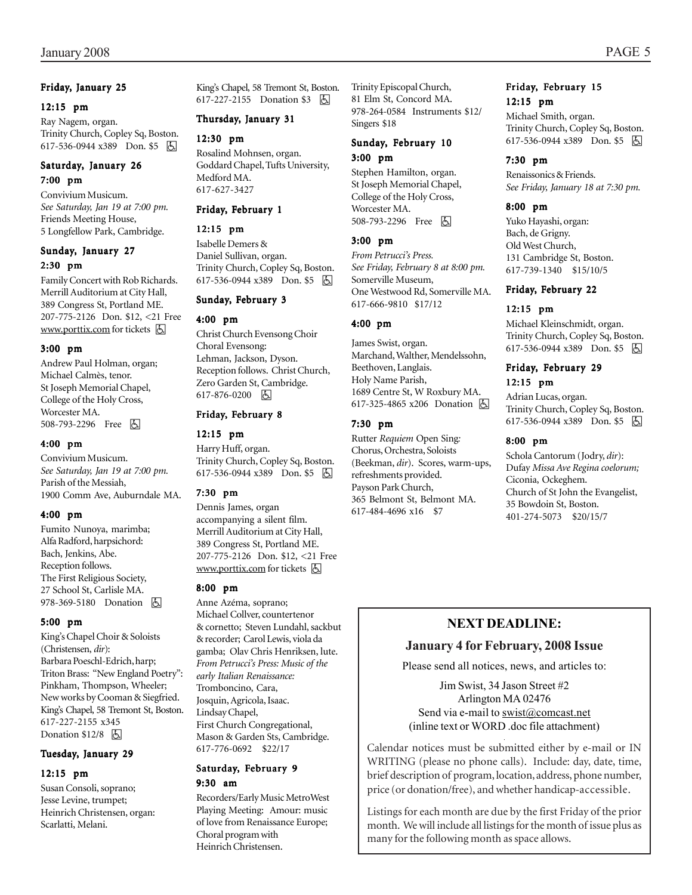#### Friday, January 25

**12:15 pm**

Ray Nagem, organ.
Trinity Church, Copley Sq, Boston.
617-536-0944 x389 Don. $5 ♿

#### Saturday, January 26

**7:00 pm**

Convivium Musicum.
*See Saturday, Jan 19 at 7:00 pm.*
Friends Meeting House,
5 Longfellow Park, Cambridge.

#### Sunday, January 27

**2:30 pm**

Family Concert with Rob Richards.
Merrill Auditorium at City Hall,
389 Congress St, Portland ME.
207-775-2126 Don. $12, <21 Free
www.porttix.com for tickets ♿

**3:00 pm**

Andrew Paul Holman, organ;
Michael Calmès, tenor.
St Joseph Memorial Chapel,
College of the Holy Cross,
Worcester MA.
508-793-2296 Free ♿

**4:00 pm**

Convivium Musicum.
*See Saturday, Jan 19 at 7:00 pm.*
Parish of the Messiah,
1900 Comm Ave, Auburndale MA.

**4:00 pm**

Fumito Nunoya, marimba;
Alfa Radford, harpsichord:
Bach, Jenkins, Abe.
Reception follows.
The First Religious Society,
27 School St, Carlisle MA.
978-369-5180 Donation ♿

**5:00 pm**

King's Chapel Choir & Soloists
(Christensen, *dir*):
Barbara Poeschl-Edrich, harp;
Triton Brass: "New England Poetry":
Pinkham, Thompson, Wheeler;
New works by Cooman & Siegfried.
King's Chapel, 58 Tremont St, Boston.
617-227-2155 x345
Donation $12/8 ♿

#### Tuesday, January 29

**12:15 pm**

Susan Consoli, soprano;
Jesse Levine, trumpet;
Heinrich Christensen, organ:
Scarlatti, Melani.
King's Chapel, 58 Tremont St, Boston.
617-227-2155 Donation $3 ♿

#### Thursday, January 31

**12:30 pm**

Rosalind Mohnsen, organ.
Goddard Chapel, Tufts University,
Medford MA.
617-627-3427

#### Friday, February 1

**12:15 pm**

Isabelle Demers &
Daniel Sullivan, organ.
Trinity Church, Copley Sq, Boston.
617-536-0944 x389 Don. $5 ♿

#### Sunday, February 3

**4:00 pm**

Christ Church Evensong Choir
Choral Evensong:
Lehman, Jackson, Dyson.
Reception follows. Christ Church,
Zero Garden St, Cambridge.
617-876-0200 ♿

#### Friday, February 8

**12:15 pm**

Harry Huff, organ.
Trinity Church, Copley Sq, Boston.
617-536-0944 x389 Don. $5 ♿

**7:30 pm**

Dennis James, organ
accompanying a silent film.
Merrill Auditorium at City Hall,
389 Congress St, Portland ME.
207-775-2126 Don. $12, <21 Free
www.porttix.com for tickets ♿

**8:00 pm**

Anne Azéma, soprano;
Michael Collver, countertenor
& cornetto; Steven Lundahl, sackbut
& recorder; Carol Lewis, viola da
gamba; Olav Chris Henriksen, lute.
*From Petrucci's Press: Music of the early Italian Renaissance:*
Tromboncino, Cara,
Josquin, Agricola, Isaac.
Lindsay Chapel,
First Church Congregational,
Mason & Garden Sts, Cambridge.
617-776-0692 $22/17

#### Saturday, February 9

**9:30 am**

Recorders/Early Music MetroWest
Playing Meeting: Amour: music
of love from Renaissance Europe;
Choral program with
Heinrich Christensen.
Trinity Episcopal Church,
81 Elm St, Concord MA.
978-264-0584 Instruments $12/
Singers $18

#### Sunday, February 10

**3:00 pm**

Stephen Hamilton, organ.
St Joseph Memorial Chapel,
College of the Holy Cross,
Worcester MA.
508-793-2296 Free ♿

**3:00 pm**

*From Petrucci's Press.*
*See Friday, February 8 at 8:00 pm.*
Somerville Museum,
One Westwood Rd, Somerville MA.
617-666-9810 $17/12

**4:00 pm**

James Swist, organ.
Marchand, Walther, Mendelssohn,
Beethoven, Langlais.
Holy Name Parish,
1689 Centre St, W Roxbury MA.
617-325-4865 x206 Donation ♿

**7:30 pm**

Rutter *Requiem* Open Sing:
Chorus, Orchestra, Soloists
(Beekman, *dir*). Scores, warm-ups,
refreshments provided.
Payson Park Church,
365 Belmont St, Belmont MA.
617-484-4696 x16 $7

#### Friday, February 15

**12:15 pm**

Michael Smith, organ.
Trinity Church, Copley Sq, Boston.
617-536-0944 x389 Don. $5 ♿

**7:30 pm**

Renaissonics & Friends.
*See Friday, January 18 at 7:30 pm.*

**8:00 pm**

Yuko Hayashi, organ:
Bach, de Grigny.
Old West Church,
131 Cambridge St, Boston.
617-739-1340 $15/10/5

#### Friday, February 22

**12:15 pm**

Michael Kleinschmidt, organ.
Trinity Church, Copley Sq, Boston.
617-536-0944 x389 Don. $5 ♿

#### Friday, February 29

**12:15 pm**

Adrian Lucas, organ.
Trinity Church, Copley Sq, Boston.
617-536-0944 x389 Don. $5 ♿

**8:00 pm**

Schola Cantorum (Jodry, *dir*):
Dufay *Missa Ave Regina coelorum;*
Ciconia, Ockeghem.
Church of St John the Evangelist,
35 Bowdoin St, Boston.
401-274-5073 $20/15/7

---

## NEXT DEADLINE:

### January 4 for February, 2008 Issue

Please send all notices, news, and articles to:

Jim Swist, 34 Jason Street #2
Arlington MA 02476
Send via e-mail to swist@comcast.net
(inline text or WORD .doc file attachment)

Calendar notices must be submitted either by e-mail or IN WRITING (please no phone calls). Include: day, date, time, brief description of program, location, address, phone number, price (or donation/free), and whether handicap-accessible.

Listings for each month are due by the first Friday of the prior month. We will include all listings for the month of issue plus as many for the following month as space allows.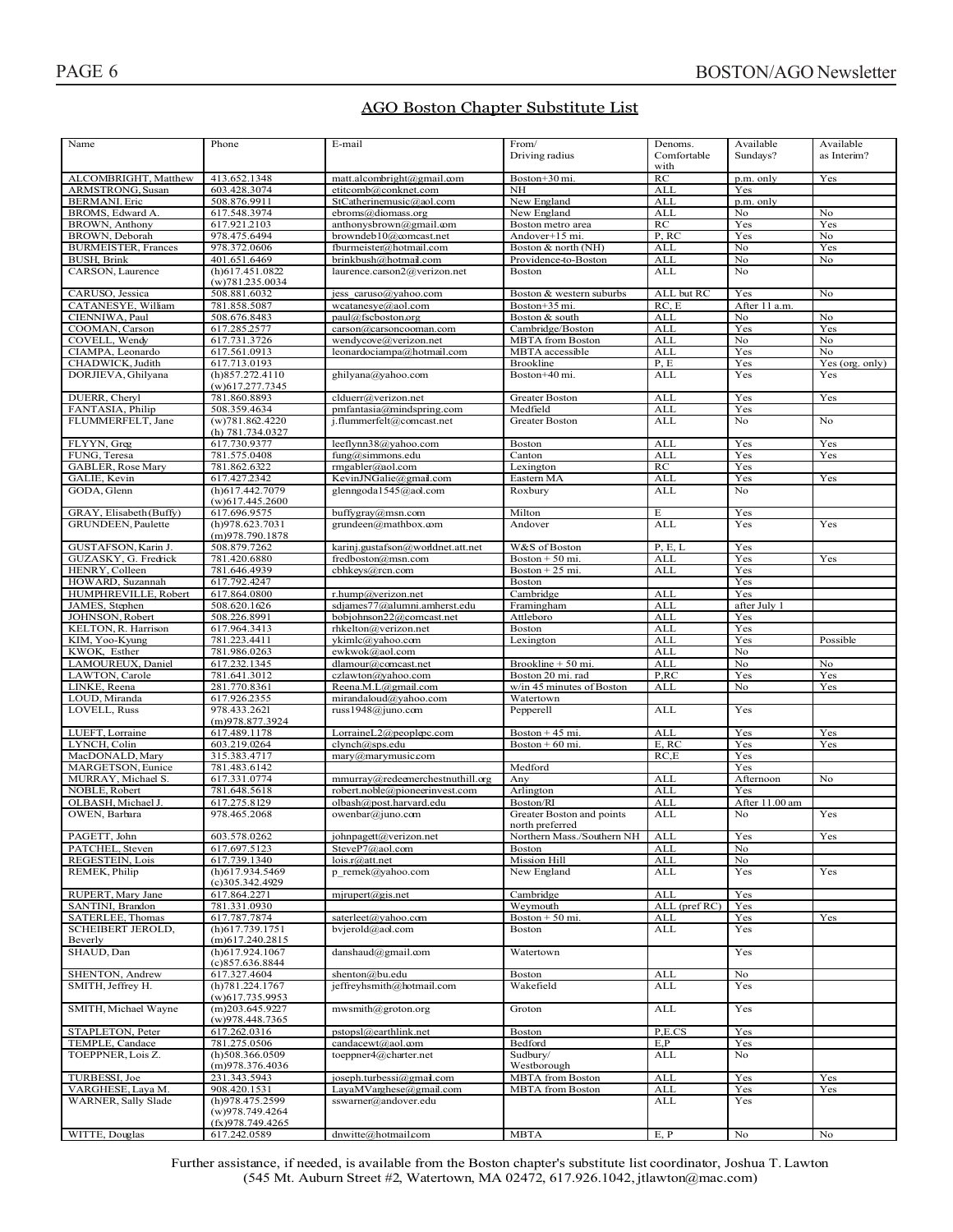## AGO Boston Chapter Substitute List

| Name | Phone | E-mail | From/ Driving radius | Denoms. Comfortable with | Available Sundays? | Available as Interim? |
|---|---|---|---|---|---|---|
| ALCOMBRIGHT, Matthew | 413.652.1348 | matt.alcombright@gmail.com | Boston+30 mi. | RC | p.m. only | Yes |
| ARMSTRONG, Susan | 603.428.3074 | etitcomb@conknet.com | NH | ALL | Yes | |
| BERMANI, Eric | 508.876.9911 | StCatherinemusic@aol.com | New England | ALL | p.m. only | |
| BROMS, Edward A. | 617.548.3974 | ebroms@diomass.org | New England | ALL | No | No |
| BROWN, Anthony | 617.921.2103 | anthonysbrown@gmail.com | Boston metro area | RC | Yes | Yes |
| BROWN, Deborah | 978.475.6494 | browndeb10@comcast.net | Andover+15 mi. | P, RC | Yes | No |
| BURMEISTER, Frances | 978.372.0606 | fburmeister@hotmail.com | Boston & north (NH) | ALL | No | Yes |
| BUSH, Brink | 401.651.6469 | brinkbush@hotmail.com | Providence-to-Boston | ALL | No | No |
| CARSON, Laurence | (h)617.451.0822 (w)781.235.0034 | laurence.carson2@verizon.net | Boston | ALL | No | |
| CARUSO, Jessica | 508.881.6032 | jess_caruso@yahoo.com | Boston & western suburbs | ALL but RC | Yes | No |
| CATANESYE, William | 781.858.5087 | wcatanesye@aol.com | Boston+35 mi. | RC, E | After 11 a.m. | |
| CIENNIWA, Paul | 508.676.8483 | paul@fscboston.org | Boston & south | ALL | No | No |
| COOMAN, Carson | 617.285.2577 | carson@carsoncooman.com | Cambridge/Boston | ALL | Yes | Yes |
| COVELL, Wendy | 617.731.3726 | wendycove@verizon.net | MBTA from Boston | ALL | No | No |
| CIAMPA, Leonardo | 617.561.0913 | leonardociampa@hotmail.com | MBTA accessible | ALL | Yes | No |
| CHADWICK, Judith | 617.713.0193 | | Brookline | P, E | Yes | Yes (org. only) |
| DORJIEVA, Ghilyana | (h)857.272.4110 (w)617.277.7345 | ghilyana@yahoo.com | Boston+40 mi. | ALL | Yes | Yes |
| DUERR, Cheryl | 781.860.8893 | clduerr@verizon.net | Greater Boston | ALL | Yes | Yes |
| FANTASIA, Philip | 508.359.4634 | pmfantasia@mindspring.com | Medfield | ALL | Yes | |
| FLUMMERFELT, Jane | (w)781.862.4220 (h) 781.734.0327 | j.flummerfelt@comcast.net | Greater Boston | ALL | No | No |
| FLYYN, Greg | 617.730.9377 | leeflynn38@yahoo.com | Boston | ALL | Yes | Yes |
| FUNG, Teresa | 781.575.0408 | fung@simmons.edu | Canton | ALL | Yes | Yes |
| GABLER, Rose Mary | 781.862.6322 | rmgabler@aol.com | Lexington | RC | Yes | |
| GALIE, Kevin | 617.427.2342 | KevinJNGalie@gmail.com | Eastern MA | ALL | Yes | Yes |
| GODA, Glenn | (h)617.442.7079 (w)617.445.2600 | glenngoda1545@aol.com | Roxbury | ALL | No | |
| GRAY, Elisabeth (Buffy) | 617.696.9575 | buffygray@msn.com | Milton | E | Yes | |
| GRUNDEEN, Paulette | (h)978.623.7031 (m)978.790.1878 | grundeen@mathbox.com | Andover | ALL | Yes | Yes |
| GUSTAFSON, Karin J. | 508.879.7262 | karinj.gustafson@worldnet.att.net | W&S of Boston | P, E, L | Yes | |
| GUZASKY, G. Fredrick | 781.420.6880 | fredboston@msn.com | Boston + 50 mi. | ALL | Yes | Yes |
| HENRY, Colleen | 781.646.4939 | cbhkeys@rcn.com | Boston + 25 mi. | ALL | Yes | |
| HOWARD, Suzannah | 617.792.4247 | | Boston | | Yes | |
| HUMPHREVILLE, Robert | 617.864.0800 | r.hump@verizon.net | Cambridge | ALL | Yes | |
| JAMES, Stephen | 508.620.1626 | sdjames77@alumni.amherst.edu | Framingham | ALL | after July 1 | |
| JOHNSON, Robert | 508.226.8991 | bobjohnson22@comcast.net | Attleboro | ALL | Yes | |
| KELTON, R. Harrison | 617.964.3413 | rhkelton@verizon.net | Boston | ALL | Yes | |
| KIM, Yoo-Kyung | 781.223.4411 | ykimlc@yahoo.com | Lexington | ALL | Yes | Possible |
| KWOK, Esther | 781.986.0263 | ewkwok@aol.com | | ALL | No | |
| LAMOUREUX, Daniel | 617.232.1345 | dlamour@comcast.net | Brookline + 50 mi. | ALL | No | No |
| LAWTON, Carole | 781.641.3012 | czlawton@yahoo.com | Boston 20 mi. rad | P,RC | Yes | Yes |
| LINKE, Reena | 281.770.8361 | Reena.M.L@gmail.com | w/in 45 minutes of Boston | ALL | No | Yes |
| LOUD, Miranda | 617.926.2355 | mirandaloud@yahoo.com | Watertown | | | |
| LOVELL, Russ | 978.433.2621 (m)978.877.3924 | russ1948@juno.com | Pepperell | ALL | Yes | |
| LUEFT, Lorraine | 617.489.1178 | LorraineL2@peoplepc.com | Boston + 45 mi. | ALL | Yes | Yes |
| LYNCH, Colin | 603.219.0264 | clynch@sps.edu | Boston + 60 mi. | E, RC | Yes | Yes |
| MacDONALD, Mary | 315.383.4717 | mary@marymusic.com | | RC,E | Yes | |
| MARGETSON, Eunice | 781.483.6142 | | Medford | | Yes | |
| MURRAY, Michael S. | 617.331.0774 | mmurray@redeemerchestnuthill.org | Any | ALL | Afternoon | No |
| NOBLE, Robert | 781.648.5618 | robert.noble@pioneerinvest.com | Arlington | ALL | Yes | |
| OLBASH, Michael J. | 617.275.8129 | olbash@post.harvard.edu | Boston/RI | ALL | After 11.00 am | |
| OWEN, Barbara | 978.465.2068 | owenbar@juno.com | Greater Boston and points north preferred | ALL | No | Yes |
| PAGETT, John | 603.578.0262 | johnpagett@verizon.net | Northern Mass./Southern NH | ALL | Yes | Yes |
| PATCHEL, Steven | 617.697.5123 | SteveP7@aol.com | Boston | ALL | No | |
| REGESTEIN, Lois | 617.739.1340 | lois.r@att.net | Mission Hill | ALL | No | |
| REMEK, Philip | (h)617.934.5469 (c)305.342.4929 | p_remek@yahoo.com | New England | ALL | Yes | Yes |
| RUPERT, Mary Jane | 617.864.2271 | mjrupert@gis.net | Cambridge | ALL | Yes | |
| SANTINI, Brandon | 781.331.0930 | | Weymouth | ALL (pref RC) | Yes | |
| SATERLEE, Thomas | 617.787.7874 | saterleet@yahoo.com | Boston + 50 mi. | ALL | Yes | Yes |
| SCHEIBERT JEROLD, Beverly | (h)617.739.1751 (m)617.240.2815 | bvjerold@aol.com | Boston | ALL | Yes | |
| SHAUD, Dan | (h)617.924.1067 (c)857.636.8844 | danshaud@gmail.com | Watertown | | Yes | |
| SHENTON, Andrew | 617.327.4604 | shenton@bu.edu | Boston | ALL | No | |
| SMITH, Jeffrey H. | (h)781.224.1767 (w)617.735.9953 | jeffreyhsmith@hotmail.com | Wakefield | ALL | Yes | |
| SMITH, Michael Wayne | (m)203.645.9227 (w)978.448.7365 | mwsmith@groton.org | Groton | ALL | Yes | |
| STAPLETON, Peter | 617.262.0316 | pstopsl@earthlink.net | Boston | P,E,CS | Yes | |
| TEMPLE, Candace | 781.275.0506 | candacewt@aol.com | Bedford | E,P | Yes | |
| TOEPPNER, Lois Z. | (h)508.366.0509 (m)978.376.4036 | toeppner4@charter.net | Sudbury/ Westborough | ALL | No | |
| TURBESSI, Joe | 231.343.5943 | joseph.turbessi@gmail.com | MBTA from Boston | ALL | Yes | Yes |
| VARGHESE, Laya M. | 908.420.1531 | LayaMVarghese@gmail.com | MBTA from Boston | ALL | Yes | Yes |
| WARNER, Sally Slade | (h)978.475.2599 (w)978.749.4264 (fx)978.749.4265 | sswarner@andover.edu | | ALL | Yes | |
| WITTE, Douglas | 617.242.0589 | dnwitte@hotmail.com | MBTA | E, P | No | No |

Further assistance, if needed, is available from the Boston chapter's substitute list coordinator, Joshua T. Lawton (545 Mt. Auburn Street #2, Watertown, MA 02472, 617.926.1042, jtlawton@mac.com)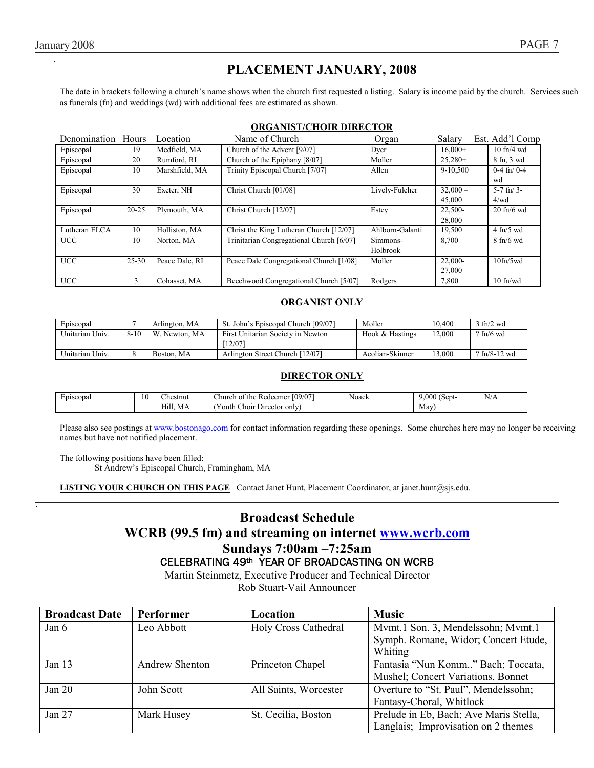# PLACEMENT JANUARY, 2008

The date in brackets following a church's name shows when the church first requested a listing. Salary is income paid by the church. Services such as funerals (fn) and weddings (wd) with additional fees are estimated as shown.

## ORGANIST/CHOIR DIRECTOR

| Denomination | Hours | Location | Name of Church | Organ | Salary | Est. Add'l Comp |
|---|---|---|---|---|---|---|
| Episcopal | 19 | Medfield, MA | Church of the Advent [9/07] | Dyer | 16,000+ | 10 fn/4 wd |
| Episcopal | 20 | Rumford, RI | Church of the Epiphany [8/07] | Moller | 25,280+ | 8 fn, 3 wd |
| Episcopal | 10 | Marshfield, MA | Trinity Episcopal Church [7/07] | Allen | 9-10,500 | 0-4 fn/ 0-4 wd |
| Episcopal | 30 | Exeter, NH | Christ Church [01/08] | Lively-Fulcher | 32,000 – 45,000 | 5-7 fn/ 3-4/wd |
| Episcopal | 20-25 | Plymouth, MA | Christ Church [12/07] | Estey | 22,500-28,000 | 20 fn/6 wd |
| Lutheran ELCA | 10 | Holliston, MA | Christ the King Lutheran Church [12/07] | Ahlborn-Galanti | 19,500 | 4 fn/5 wd |
| UCC | 10 | Norton, MA | Trinitarian Congregational Church [6/07] | Simmons-Holbrook | 8,700 | 8 fn/6 wd |
| UCC | 25-30 | Peace Dale, RI | Peace Dale Congregational Church [1/08] | Moller | 22,000-27,000 | 10fn/5wd |
| UCC | 3 | Cohasset, MA | Beechwood Congregational Church [5/07] | Rodgers | 7,800 | 10 fn/wd |

## ORGANIST ONLY

| Denomination | Hours | Location | Name of Church | Organ | Salary | Est. Add'l Comp |
|---|---|---|---|---|---|---|
| Episcopal | 7 | Arlington, MA | St. John's Episcopal Church [09/07] | Moller | 10,400 | 3 fn/2 wd |
| Unitarian Univ. | 8-10 | W. Newton, MA | First Unitarian Society in Newton [12/07] | Hook & Hastings | 12,000 | ? fn/6 wd |
| Unitarian Univ. | 8 | Boston, MA | Arlington Street Church [12/07] | Aeolian-Skinner | 13,000 | ? fn/8-12 wd |

## DIRECTOR ONLY

| Denomination | Hours | Location | Name of Church | Organ | Salary | Est. Add'l Comp |
|---|---|---|---|---|---|---|
| Episcopal | 10 | Chestnut Hill, MA | Church of the Redeemer [09/07] (Youth Choir Director only) | Noack | 9,000 (Sept-May) | N/A |

Please also see postings at www.bostonago.com for contact information regarding these openings. Some churches here may no longer be receiving names but have not notified placement.

The following positions have been filled:

St Andrew's Episcopal Church, Framingham, MA

**LISTING YOUR CHURCH ON THIS PAGE** Contact Janet Hunt, Placement Coordinator, at janet.hunt@sjs.edu.

---

# Broadcast Schedule

## WCRB (99.5 fm) and streaming on internet www.wcrb.com

## Sundays 7:00am –7:25am

### CELEBRATING 49th YEAR OF BROADCASTING ON WCRB

Martin Steinmetz, Executive Producer and Technical Director

Rob Stuart-Vail Announcer

| Broadcast Date | Performer | Location | Music |
|---|---|---|---|
| Jan 6 | Leo Abbott | Holy Cross Cathedral | Mvmt.1 Son. 3, Mendelssohn; Mvmt.1 Symph. Romane, Widor; Concert Etude, Whiting |
| Jan 13 | Andrew Shenton | Princeton Chapel | Fantasia "Nun Komm.." Bach; Toccata, Mushel; Concert Variations, Bonnet |
| Jan 20 | John Scott | All Saints, Worcester | Overture to "St. Paul", Mendelssohn; Fantasy-Choral, Whitlock |
| Jan 27 | Mark Husey | St. Cecilia, Boston | Prelude in Eb, Bach; Ave Maris Stella, Langlais; Improvisation on 2 themes |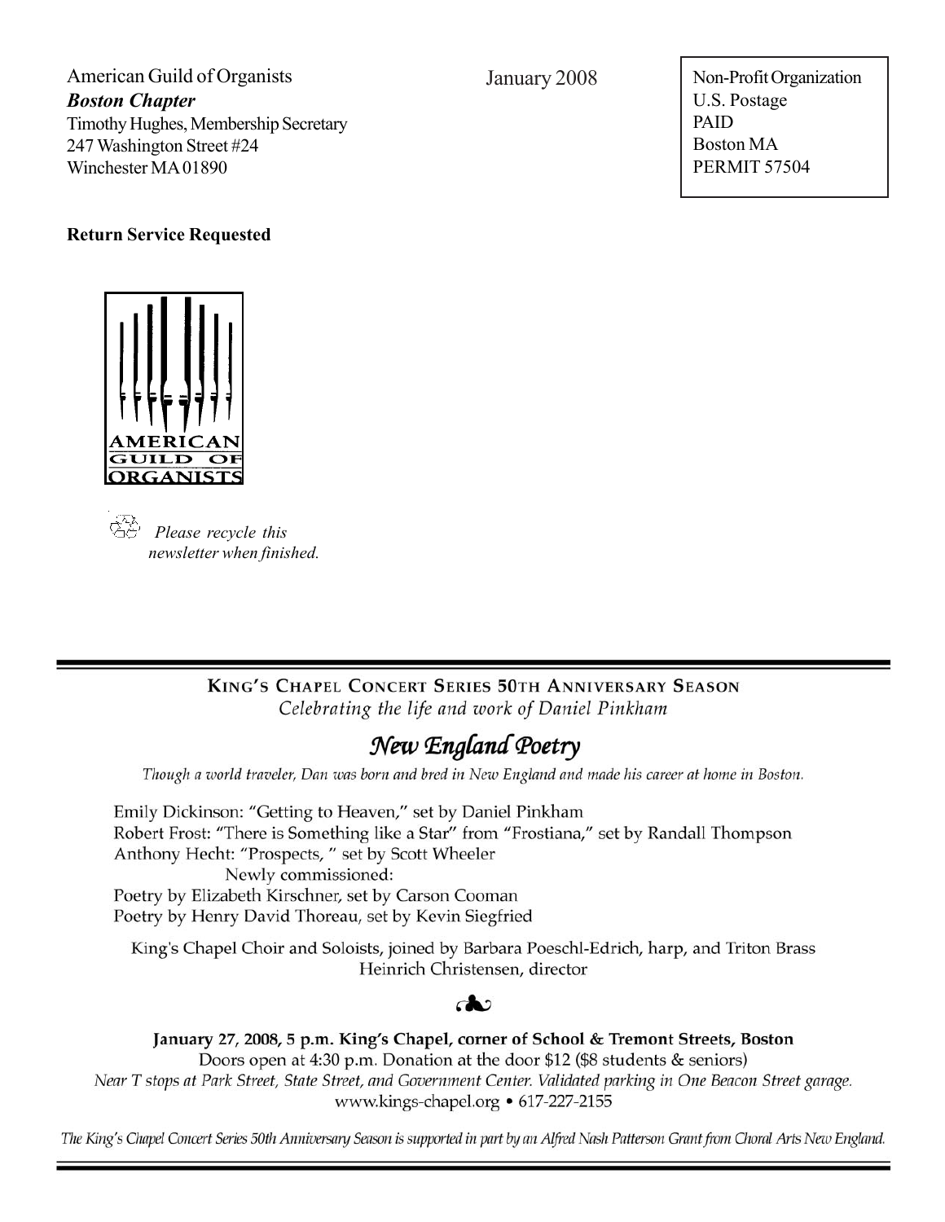American Guild of Organists
***Boston Chapter***
Timothy Hughes, Membership Secretary
247 Washington Street #24
Winchester MA 01890

January 2008

Non-Profit Organization
U.S. Postage
PAID
Boston MA
PERMIT 57504

**Return Service Requested**

AMERICAN GUILD OF ORGANISTS

*Please recycle this newsletter when finished.*

---

**KING'S CHAPEL CONCERT SERIES 50TH ANNIVERSARY SEASON**

*Celebrating the life and work of Daniel Pinkham*

## *New England Poetry*

*Though a world traveler, Dan was born and bred in New England and made his career at home in Boston.*

Emily Dickinson: "Getting to Heaven," set by Daniel Pinkham
Robert Frost: "There is Something like a Star" from "Frostiana," set by Randall Thompson
Anthony Hecht: "Prospects, " set by Scott Wheeler
Newly commissioned:
Poetry by Elizabeth Kirschner, set by Carson Cooman
Poetry by Henry David Thoreau, set by Kevin Siegfried

King's Chapel Choir and Soloists, joined by Barbara Poeschl-Edrich, harp, and Triton Brass
Heinrich Christensen, director

**January 27, 2008, 5 p.m. King's Chapel, corner of School & Tremont Streets, Boston**
Doors open at 4:30 p.m. Donation at the door $12 ($8 students & seniors)
*Near T stops at Park Street, State Street, and Government Center. Validated parking in One Beacon Street garage.*
www.kings-chapel.org • 617-227-2155

*The King's Chapel Concert Series 50th Anniversary Season is supported in part by an Alfred Nash Patterson Grant from Choral Arts New England.*